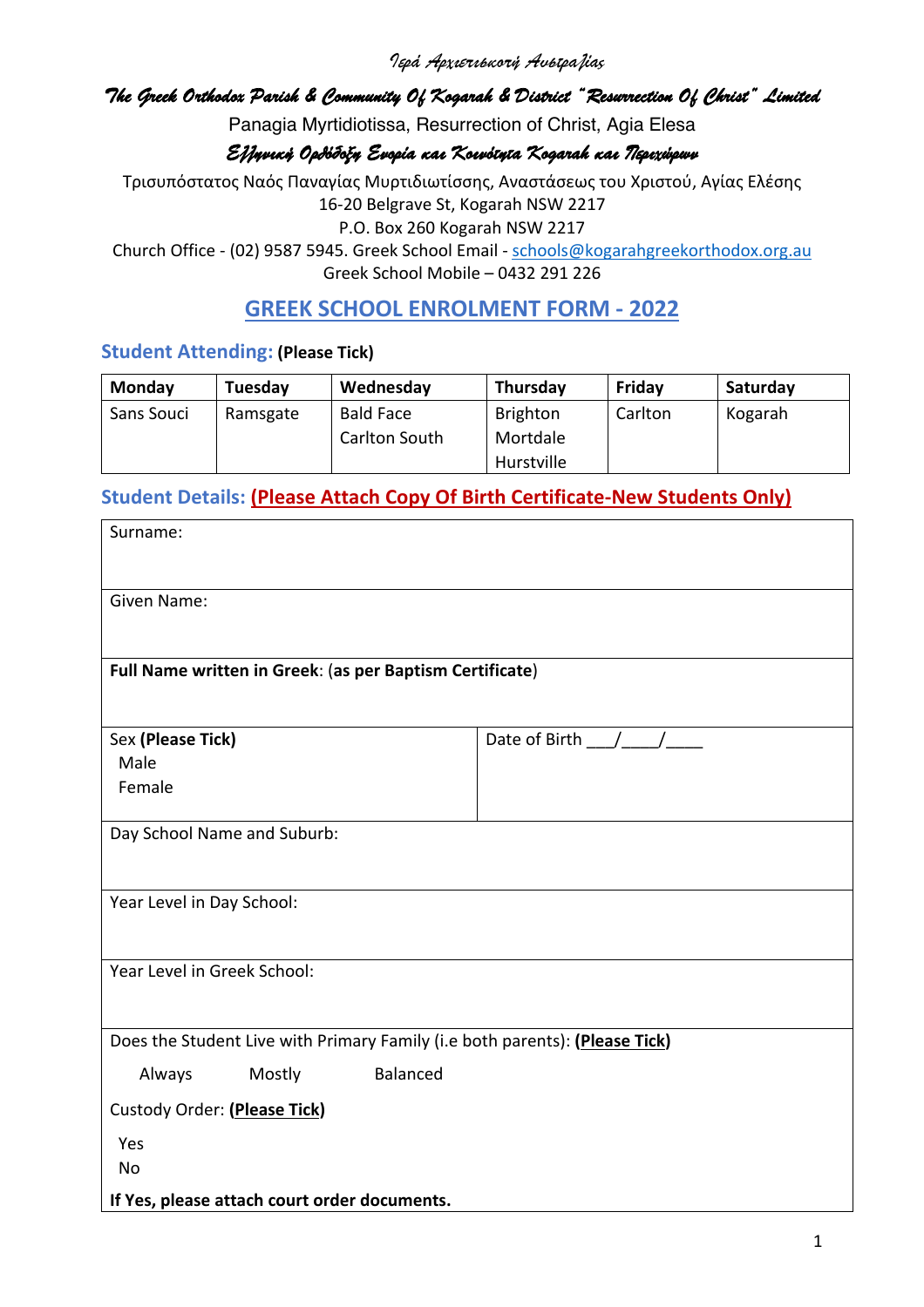*Ιερά Αρχιεπισκοπή Αυστραλίας*

***The Greek Orthodox Parish & Community Of Kogarah & District "Resurrection Of Christ" Limited***

Panagia Myrtidiotissa, Resurrection of Christ, Agia Elesa

***Ελληνική Ορθόδοξη Ενορία και Κοινότητα Kogarah και Περιχώρων***

Τρισυπόστατος Ναός Παναγίας Μυρτιδιωτίσσης, Αναστάσεως του Χριστού, Αγίας Ελέσης

16-20 Belgrave St, Kogarah NSW 2217

P.O. Box 260 Kogarah NSW 2217

Church Office - (02) 9587 5945. Greek School Email - schools@kogarahgreekorthodox.org.au

Greek School Mobile – 0432 291 226

# GREEK SCHOOL ENROLMENT FORM - 2022

## Student Attending: **(Please Tick)**

| Monday | Tuesday | Wednesday | Thursday | Friday | Saturday |
|---|---|---|---|---|---|
| Sans Souci | Ramsgate | Bald Face<br>Carlton South | Brighton<br>Mortdale<br>Hurstville | Carlton | Kogarah |

## Student Details: **Please Attach Copy Of Birth Certificate-New Students Only)**

| | |
|---|---|
| Surname: | |
| Given Name: | |
| **Full Name written in Greek**: (**as per Baptism Certificate**) | |
| Sex **(Please Tick)**<br>Male<br>Female | Date of Birth ___/____/____ |
| Day School Name and Suburb: | |
| Year Level in Day School: | |
| Year Level in Greek School: | |
| Does the Student Live with Primary Family (i.e both parents): **(Please Tick)**<br>Always Mostly Balanced<br>Custody Order: **(Please Tick)**<br>Yes<br>No<br>**If Yes, please attach court order documents.** | |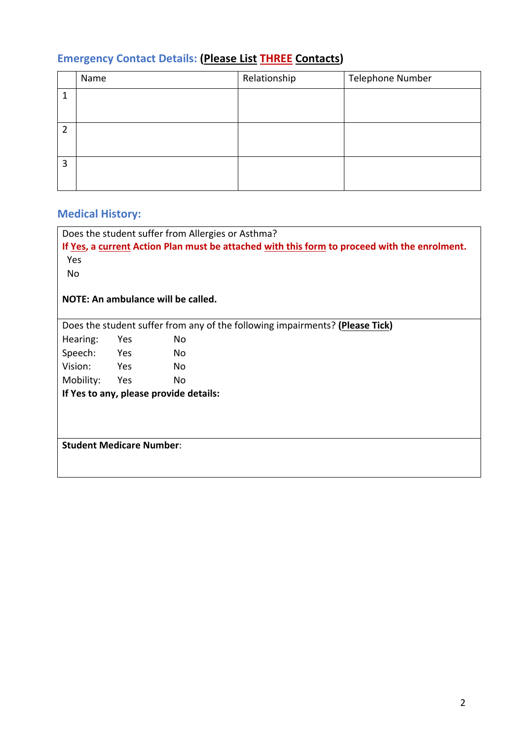## Emergency Contact Details: **(Please List THREE Contacts)**

| | Name | Relationship | Telephone Number |
|---|---|---|---|
| 1 | | | |
| 2 | | | |
| 3 | | | |

## Medical History:

Does the student suffer from Allergies or Asthma?

**If Yes, a current Action Plan must be attached with this form to proceed with the enrolment.**

Yes

No

**NOTE: An ambulance will be called.**

Does the student suffer from any of the following impairments? **(Please Tick)**

| | | |
|---|---|---|
| Hearing: | Yes | No |
| Speech: | Yes | No |
| Vision: | Yes | No |
| Mobility: | Yes | No |

**If Yes to any, please provide details:**

**Student Medicare Number**: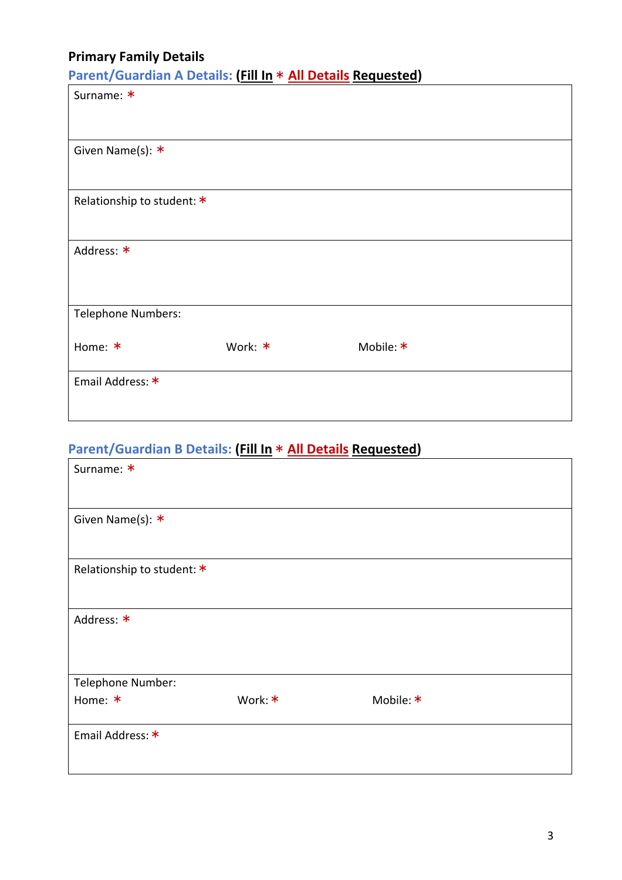## Primary Family Details

### Parent/Guardian A Details: (**Fill In** * **All Details Requested**)

| Surname: * | | |
|---|---|---|
| Given Name(s): * | | |
| Relationship to student: * | | |
| Address: * | | |
| Telephone Numbers: | | |
| Home: * | Work: * | Mobile: * |
| Email Address: * | | |

### Parent/Guardian B Details: (**Fill In** * **All Details Requested**)

| Surname: * | | |
|---|---|---|
| Given Name(s): * | | |
| Relationship to student: * | | |
| Address: * | | |
| Telephone Number: | | |
| Home: * | Work: * | Mobile: * |
| Email Address: * | | |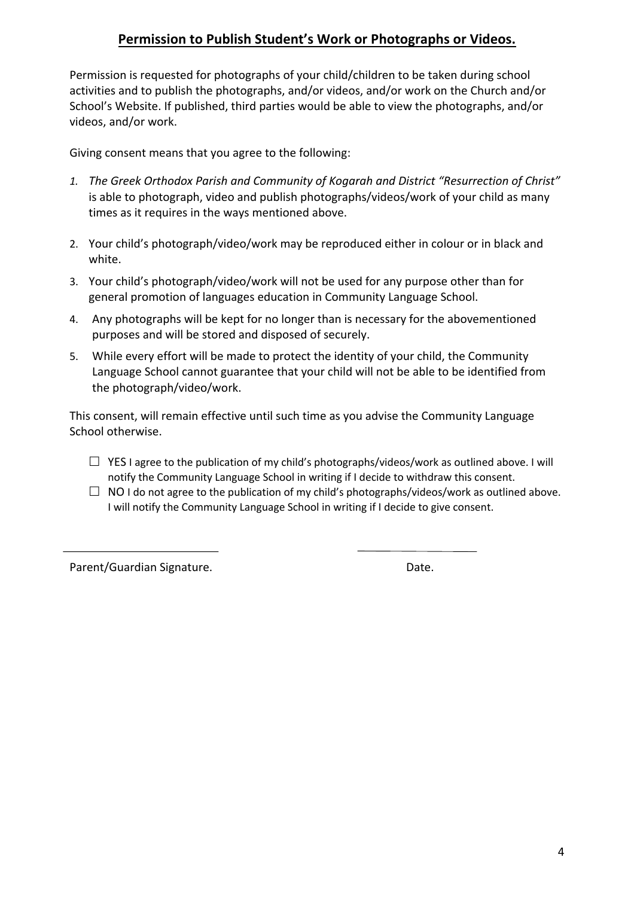## **Permission to Publish Student's Work or Photographs or Videos.**

Permission is requested for photographs of your child/children to be taken during school activities and to publish the photographs, and/or videos, and/or work on the Church and/or School's Website. If published, third parties would be able to view the photographs, and/or videos, and/or work.

Giving consent means that you agree to the following:

1. *The Greek Orthodox Parish and Community of Kogarah and District "Resurrection of Christ"* is able to photograph, video and publish photographs/videos/work of your child as many times as it requires in the ways mentioned above.
2. Your child's photograph/video/work may be reproduced either in colour or in black and white.
3. Your child's photograph/video/work will not be used for any purpose other than for general promotion of languages education in Community Language School.
4. Any photographs will be kept for no longer than is necessary for the abovementioned purposes and will be stored and disposed of securely.
5. While every effort will be made to protect the identity of your child, the Community Language School cannot guarantee that your child will not be able to be identified from the photograph/video/work.

This consent, will remain effective until such time as you advise the Community Language School otherwise.

☐ YES I agree to the publication of my child's photographs/videos/work as outlined above. I will notify the Community Language School in writing if I decide to withdraw this consent.

☐ NO I do not agree to the publication of my child's photographs/videos/work as outlined above. I will notify the Community Language School in writing if I decide to give consent.

\_\_\_\_\_\_\_\_\_\_\_\_\_\_\_\_\_\_\_\_\_\_\_\_\_\_ \_\_\_\_\_\_\_\_\_\_\_\_\_\_\_\_\_\_\_\_

Parent/Guardian Signature. Date.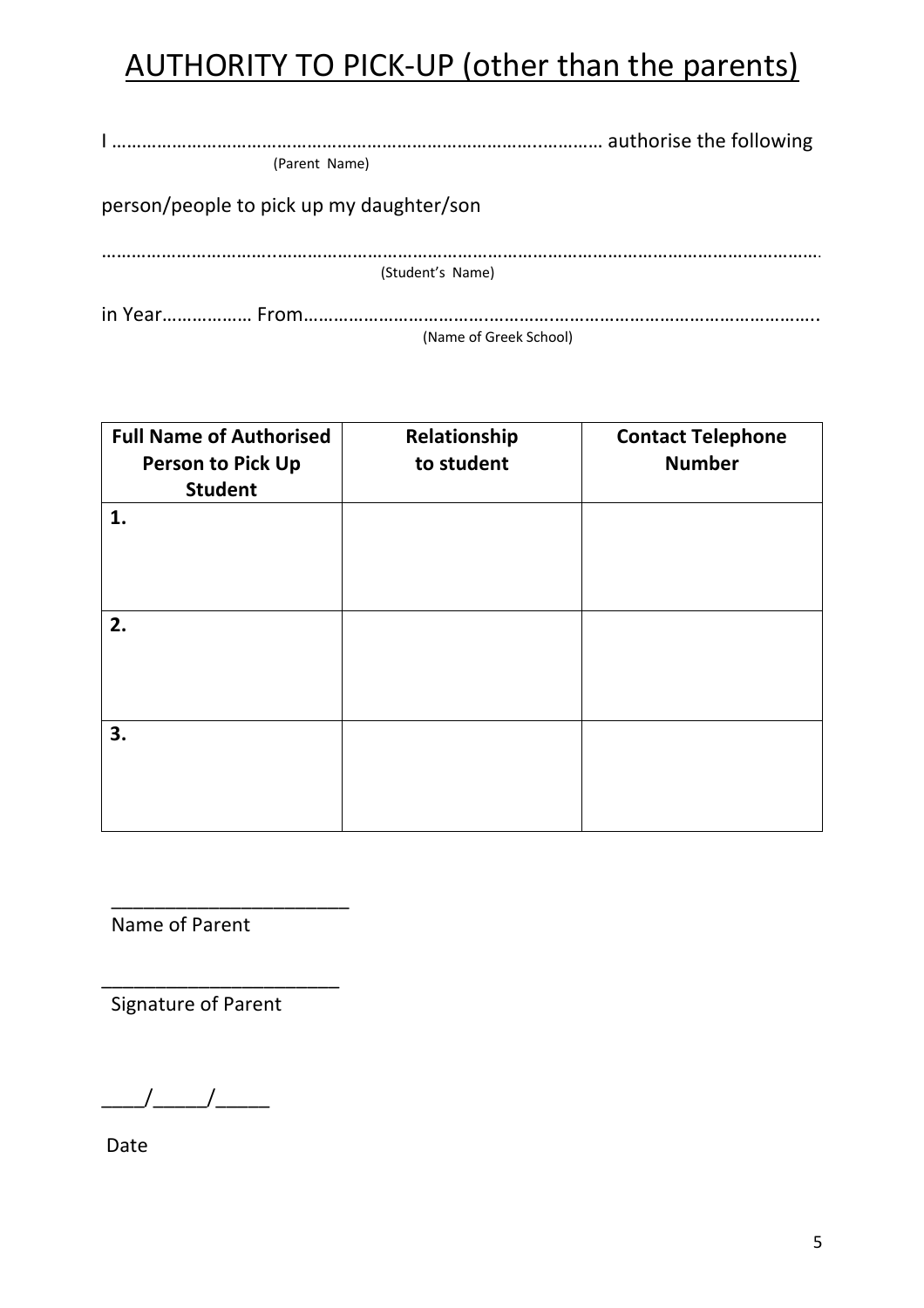# AUTHORITY TO PICK-UP (other than the parents)

I ……………………………………………………………………………….………… authorise the following
(Parent Name)

person/people to pick up my daughter/son

…………………………………………………………………………………………………………………………………
(Student's Name)

in Year……………… From…………………………………………………………………………………………..
(Name of Greek School)

| Full Name of Authorised Person to Pick Up Student | Relationship to student | Contact Telephone Number |
|---|---|---|
| 1. | | |
| 2. | | |
| 3. | | |

______________________
Name of Parent

______________________
Signature of Parent

____/_____/_____

Date